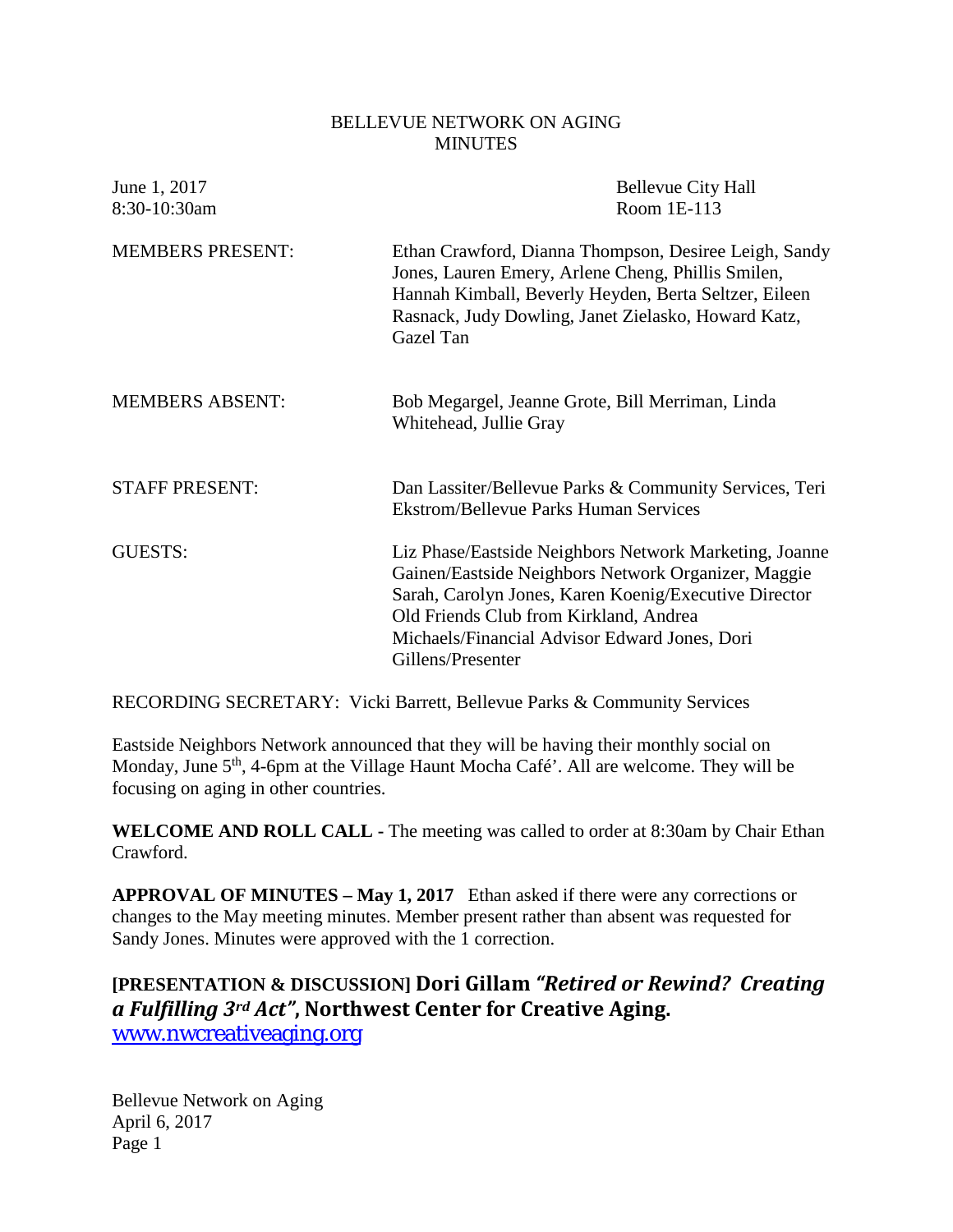BELLEVUE NETWORK ON AGING
MINUTES

June 1, 2017
8:30-10:30am

Bellevue City Hall
Room 1E-113

MEMBERS PRESENT: Ethan Crawford, Dianna Thompson, Desiree Leigh, Sandy Jones, Lauren Emery, Arlene Cheng, Phillis Smilen, Hannah Kimball, Beverly Heyden, Berta Seltzer, Eileen Rasnack, Judy Dowling, Janet Zielasko, Howard Katz, Gazel Tan

MEMBERS ABSENT: Bob Megargel, Jeanne Grote, Bill Merriman, Linda Whitehead, Jullie Gray

STAFF PRESENT: Dan Lassiter/Bellevue Parks & Community Services, Teri Ekstrom/Bellevue Parks Human Services

GUESTS: Liz Phase/Eastside Neighbors Network Marketing, Joanne Gainen/Eastside Neighbors Network Organizer, Maggie Sarah, Carolyn Jones, Karen Koenig/Executive Director Old Friends Club from Kirkland, Andrea Michaels/Financial Advisor Edward Jones, Dori Gillens/Presenter

RECORDING SECRETARY: Vicki Barrett, Bellevue Parks & Community Services

Eastside Neighbors Network announced that they will be having their monthly social on Monday, June 5th, 4-6pm at the Village Haunt Mocha Café'. All are welcome. They will be focusing on aging in other countries.

**WELCOME AND ROLL CALL -** The meeting was called to order at 8:30am by Chair Ethan Crawford.

**APPROVAL OF MINUTES – May 1, 2017** Ethan asked if there were any corrections or changes to the May meeting minutes. Member present rather than absent was requested for Sandy Jones. Minutes were approved with the 1 correction.

**[PRESENTATION & DISCUSSION] Dori Gillam *"Retired or Rewind? Creating a Fulfilling 3rd Act"*, Northwest Center for Creative Aging.**
www.nwcreativeaging.org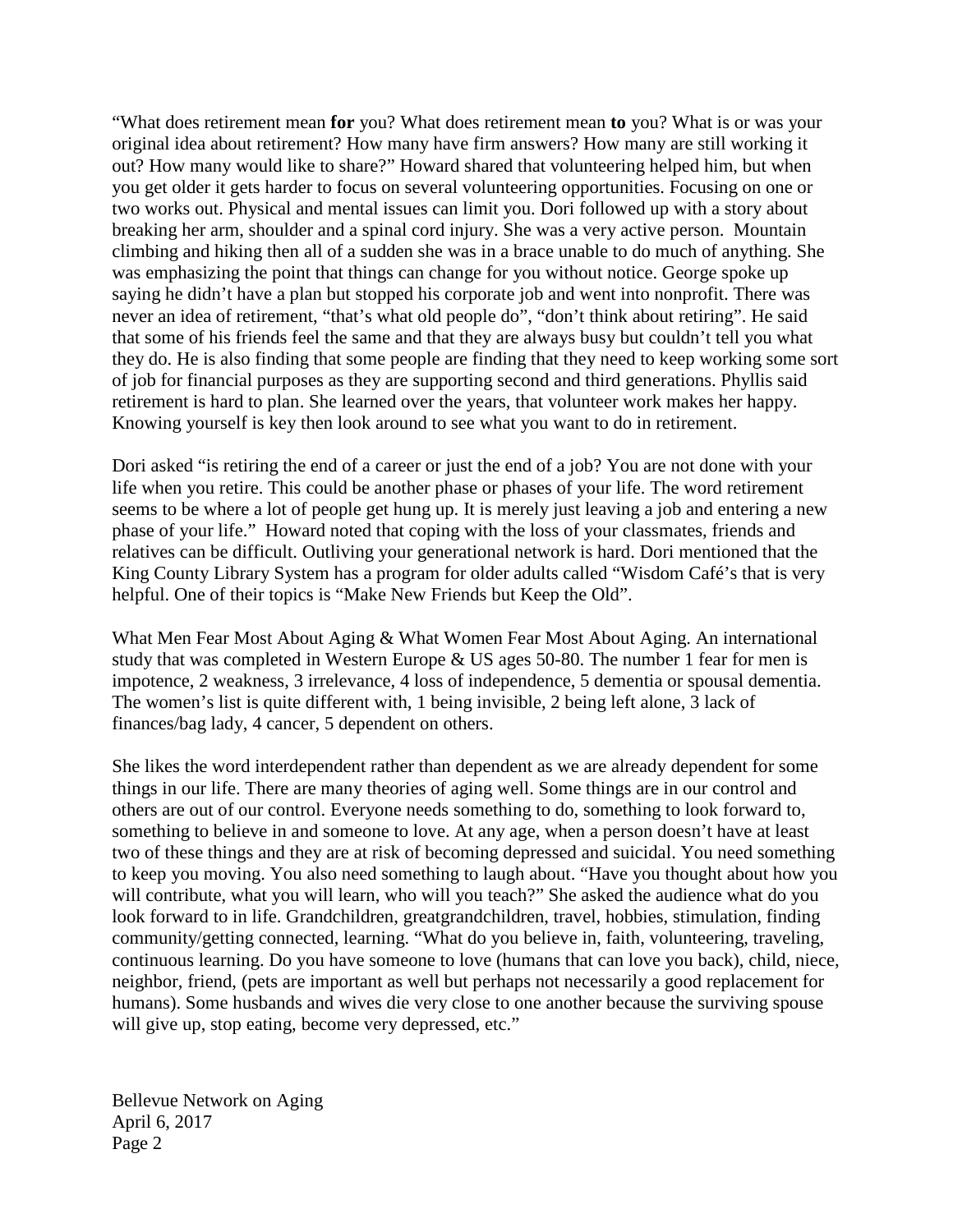"What does retirement mean **for** you? What does retirement mean **to** you? What is or was your original idea about retirement? How many have firm answers? How many are still working it out? How many would like to share?" Howard shared that volunteering helped him, but when you get older it gets harder to focus on several volunteering opportunities. Focusing on one or two works out. Physical and mental issues can limit you. Dori followed up with a story about breaking her arm, shoulder and a spinal cord injury. She was a very active person. Mountain climbing and hiking then all of a sudden she was in a brace unable to do much of anything. She was emphasizing the point that things can change for you without notice. George spoke up saying he didn't have a plan but stopped his corporate job and went into nonprofit. There was never an idea of retirement, "that's what old people do", "don't think about retiring". He said that some of his friends feel the same and that they are always busy but couldn't tell you what they do. He is also finding that some people are finding that they need to keep working some sort of job for financial purposes as they are supporting second and third generations. Phyllis said retirement is hard to plan. She learned over the years, that volunteer work makes her happy. Knowing yourself is key then look around to see what you want to do in retirement.

Dori asked "is retiring the end of a career or just the end of a job? You are not done with your life when you retire. This could be another phase or phases of your life. The word retirement seems to be where a lot of people get hung up. It is merely just leaving a job and entering a new phase of your life." Howard noted that coping with the loss of your classmates, friends and relatives can be difficult. Outliving your generational network is hard. Dori mentioned that the King County Library System has a program for older adults called "Wisdom Café's that is very helpful. One of their topics is "Make New Friends but Keep the Old".

What Men Fear Most About Aging & What Women Fear Most About Aging. An international study that was completed in Western Europe & US ages 50-80. The number 1 fear for men is impotence, 2 weakness, 3 irrelevance, 4 loss of independence, 5 dementia or spousal dementia. The women's list is quite different with, 1 being invisible, 2 being left alone, 3 lack of finances/bag lady, 4 cancer, 5 dependent on others.

She likes the word interdependent rather than dependent as we are already dependent for some things in our life. There are many theories of aging well. Some things are in our control and others are out of our control. Everyone needs something to do, something to look forward to, something to believe in and someone to love. At any age, when a person doesn't have at least two of these things and they are at risk of becoming depressed and suicidal. You need something to keep you moving. You also need something to laugh about. "Have you thought about how you will contribute, what you will learn, who will you teach?" She asked the audience what do you look forward to in life. Grandchildren, greatgrandchildren, travel, hobbies, stimulation, finding community/getting connected, learning. "What do you believe in, faith, volunteering, traveling, continuous learning. Do you have someone to love (humans that can love you back), child, niece, neighbor, friend, (pets are important as well but perhaps not necessarily a good replacement for humans). Some husbands and wives die very close to one another because the surviving spouse will give up, stop eating, become very depressed, etc."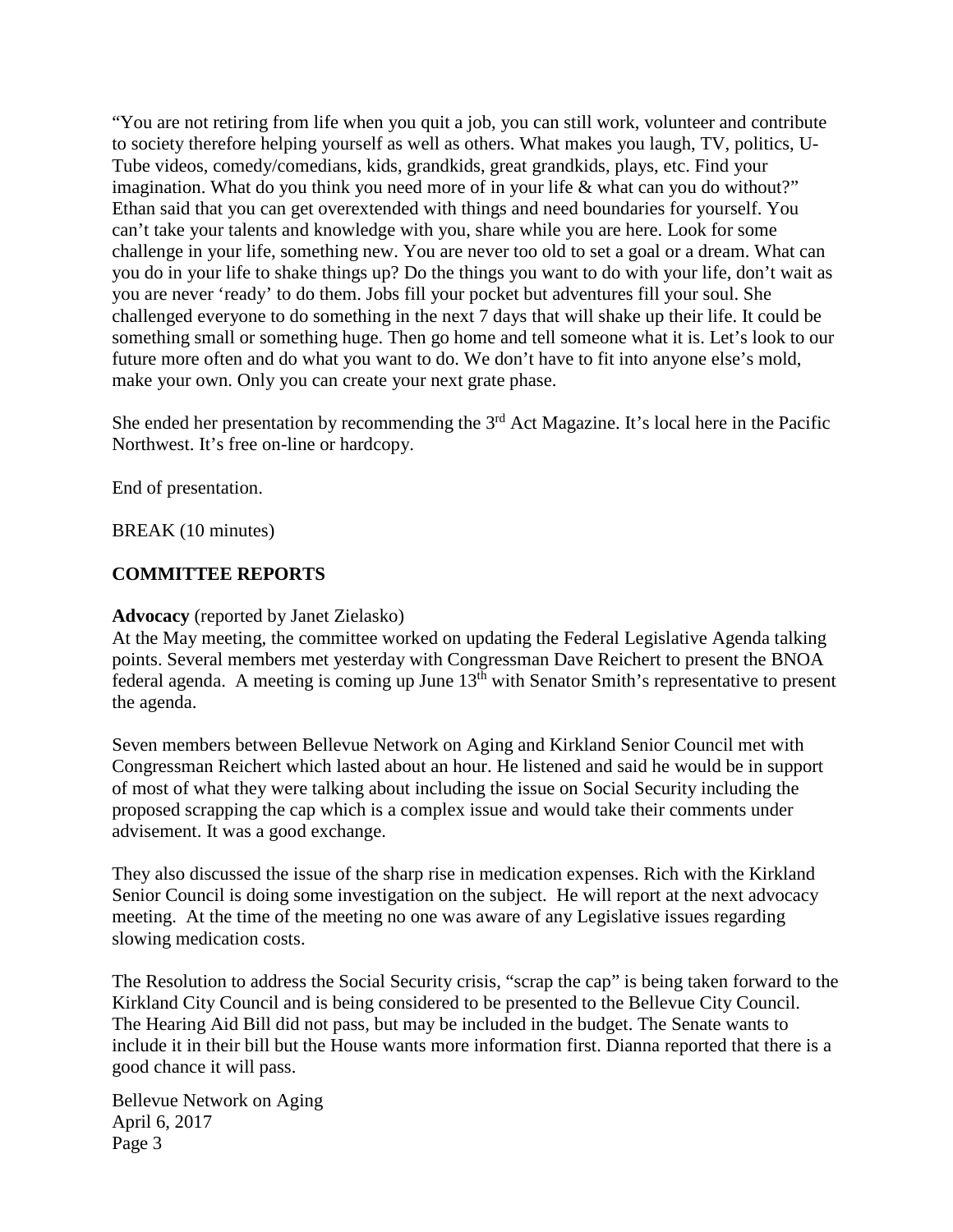"You are not retiring from life when you quit a job, you can still work, volunteer and contribute to society therefore helping yourself as well as others. What makes you laugh, TV, politics, U-Tube videos, comedy/comedians, kids, grandkids, great grandkids, plays, etc. Find your imagination. What do you think you need more of in your life & what can you do without?" Ethan said that you can get overextended with things and need boundaries for yourself. You can't take your talents and knowledge with you, share while you are here. Look for some challenge in your life, something new. You are never too old to set a goal or a dream. What can you do in your life to shake things up? Do the things you want to do with your life, don't wait as you are never 'ready' to do them. Jobs fill your pocket but adventures fill your soul. She challenged everyone to do something in the next 7 days that will shake up their life. It could be something small or something huge. Then go home and tell someone what it is. Let's look to our future more often and do what you want to do. We don't have to fit into anyone else's mold, make your own. Only you can create your next grate phase.

She ended her presentation by recommending the 3rd Act Magazine. It's local here in the Pacific Northwest. It's free on-line or hardcopy.

End of presentation.

BREAK (10 minutes)

**COMMITTEE REPORTS**

**Advocacy** (reported by Janet Zielasko)
At the May meeting, the committee worked on updating the Federal Legislative Agenda talking points. Several members met yesterday with Congressman Dave Reichert to present the BNOA federal agenda. A meeting is coming up June 13th with Senator Smith's representative to present the agenda.

Seven members between Bellevue Network on Aging and Kirkland Senior Council met with Congressman Reichert which lasted about an hour. He listened and said he would be in support of most of what they were talking about including the issue on Social Security including the proposed scrapping the cap which is a complex issue and would take their comments under advisement. It was a good exchange.

They also discussed the issue of the sharp rise in medication expenses. Rich with the Kirkland Senior Council is doing some investigation on the subject. He will report at the next advocacy meeting. At the time of the meeting no one was aware of any Legislative issues regarding slowing medication costs.

The Resolution to address the Social Security crisis, "scrap the cap" is being taken forward to the Kirkland City Council and is being considered to be presented to the Bellevue City Council. The Hearing Aid Bill did not pass, but may be included in the budget. The Senate wants to include it in their bill but the House wants more information first. Dianna reported that there is a good chance it will pass.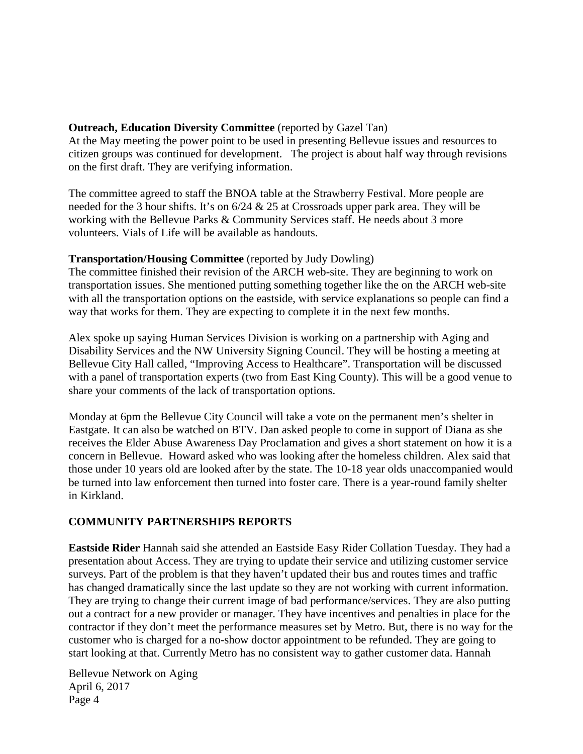**Outreach, Education Diversity Committee** (reported by Gazel Tan)
At the May meeting the power point to be used in presenting Bellevue issues and resources to citizen groups was continued for development. The project is about half way through revisions on the first draft. They are verifying information.

The committee agreed to staff the BNOA table at the Strawberry Festival. More people are needed for the 3 hour shifts. It's on 6/24 & 25 at Crossroads upper park area. They will be working with the Bellevue Parks & Community Services staff. He needs about 3 more volunteers. Vials of Life will be available as handouts.

**Transportation/Housing Committee** (reported by Judy Dowling)
The committee finished their revision of the ARCH web-site. They are beginning to work on transportation issues. She mentioned putting something together like the on the ARCH web-site with all the transportation options on the eastside, with service explanations so people can find a way that works for them. They are expecting to complete it in the next few months.

Alex spoke up saying Human Services Division is working on a partnership with Aging and Disability Services and the NW University Signing Council. They will be hosting a meeting at Bellevue City Hall called, "Improving Access to Healthcare". Transportation will be discussed with a panel of transportation experts (two from East King County). This will be a good venue to share your comments of the lack of transportation options.

Monday at 6pm the Bellevue City Council will take a vote on the permanent men's shelter in Eastgate. It can also be watched on BTV. Dan asked people to come in support of Diana as she receives the Elder Abuse Awareness Day Proclamation and gives a short statement on how it is a concern in Bellevue. Howard asked who was looking after the homeless children. Alex said that those under 10 years old are looked after by the state. The 10-18 year olds unaccompanied would be turned into law enforcement then turned into foster care. There is a year-round family shelter in Kirkland.

## COMMUNITY PARTNERSHIPS REPORTS

**Eastside Rider** Hannah said she attended an Eastside Easy Rider Collation Tuesday. They had a presentation about Access. They are trying to update their service and utilizing customer service surveys. Part of the problem is that they haven't updated their bus and routes times and traffic has changed dramatically since the last update so they are not working with current information. They are trying to change their current image of bad performance/services. They are also putting out a contract for a new provider or manager. They have incentives and penalties in place for the contractor if they don't meet the performance measures set by Metro. But, there is no way for the customer who is charged for a no-show doctor appointment to be refunded. They are going to start looking at that. Currently Metro has no consistent way to gather customer data. Hannah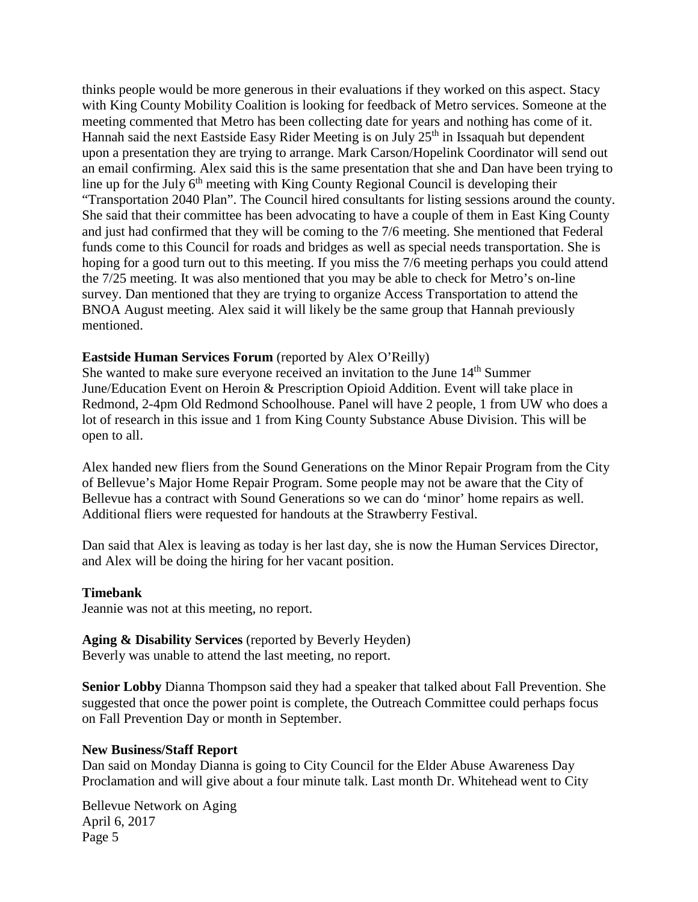thinks people would be more generous in their evaluations if they worked on this aspect. Stacy with King County Mobility Coalition is looking for feedback of Metro services. Someone at the meeting commented that Metro has been collecting date for years and nothing has come of it. Hannah said the next Eastside Easy Rider Meeting is on July 25th in Issaquah but dependent upon a presentation they are trying to arrange. Mark Carson/Hopelink Coordinator will send out an email confirming. Alex said this is the same presentation that she and Dan have been trying to line up for the July 6th meeting with King County Regional Council is developing their "Transportation 2040 Plan". The Council hired consultants for listing sessions around the county. She said that their committee has been advocating to have a couple of them in East King County and just had confirmed that they will be coming to the 7/6 meeting. She mentioned that Federal funds come to this Council for roads and bridges as well as special needs transportation. She is hoping for a good turn out to this meeting. If you miss the 7/6 meeting perhaps you could attend the 7/25 meeting. It was also mentioned that you may be able to check for Metro's on-line survey. Dan mentioned that they are trying to organize Access Transportation to attend the BNOA August meeting. Alex said it will likely be the same group that Hannah previously mentioned.

**Eastside Human Services Forum** (reported by Alex O'Reilly)
She wanted to make sure everyone received an invitation to the June 14th Summer June/Education Event on Heroin & Prescription Opioid Addition. Event will take place in Redmond, 2-4pm Old Redmond Schoolhouse. Panel will have 2 people, 1 from UW who does a lot of research in this issue and 1 from King County Substance Abuse Division. This will be open to all.

Alex handed new fliers from the Sound Generations on the Minor Repair Program from the City of Bellevue's Major Home Repair Program. Some people may not be aware that the City of Bellevue has a contract with Sound Generations so we can do 'minor' home repairs as well. Additional fliers were requested for handouts at the Strawberry Festival.

Dan said that Alex is leaving as today is her last day, she is now the Human Services Director, and Alex will be doing the hiring for her vacant position.

**Timebank**
Jeannie was not at this meeting, no report.

**Aging & Disability Services** (reported by Beverly Heyden)
Beverly was unable to attend the last meeting, no report.

**Senior Lobby** Dianna Thompson said they had a speaker that talked about Fall Prevention. She suggested that once the power point is complete, the Outreach Committee could perhaps focus on Fall Prevention Day or month in September.

**New Business/Staff Report**
Dan said on Monday Dianna is going to City Council for the Elder Abuse Awareness Day Proclamation and will give about a four minute talk. Last month Dr. Whitehead went to City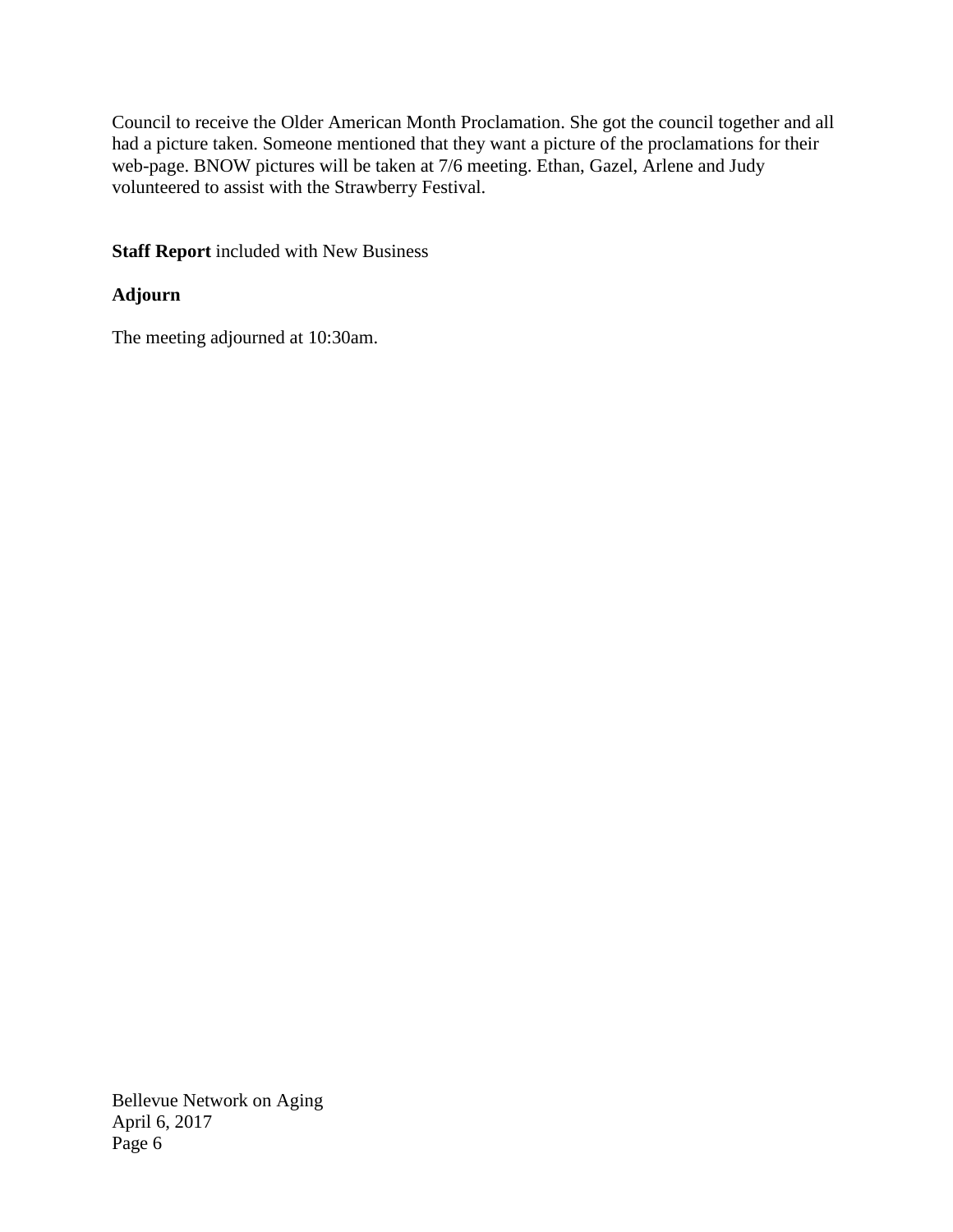Council to receive the Older American Month Proclamation. She got the council together and all had a picture taken. Someone mentioned that they want a picture of the proclamations for their web-page. BNOW pictures will be taken at 7/6 meeting. Ethan, Gazel, Arlene and Judy volunteered to assist with the Strawberry Festival.

**Staff Report** included with New Business

**Adjourn**

The meeting adjourned at 10:30am.